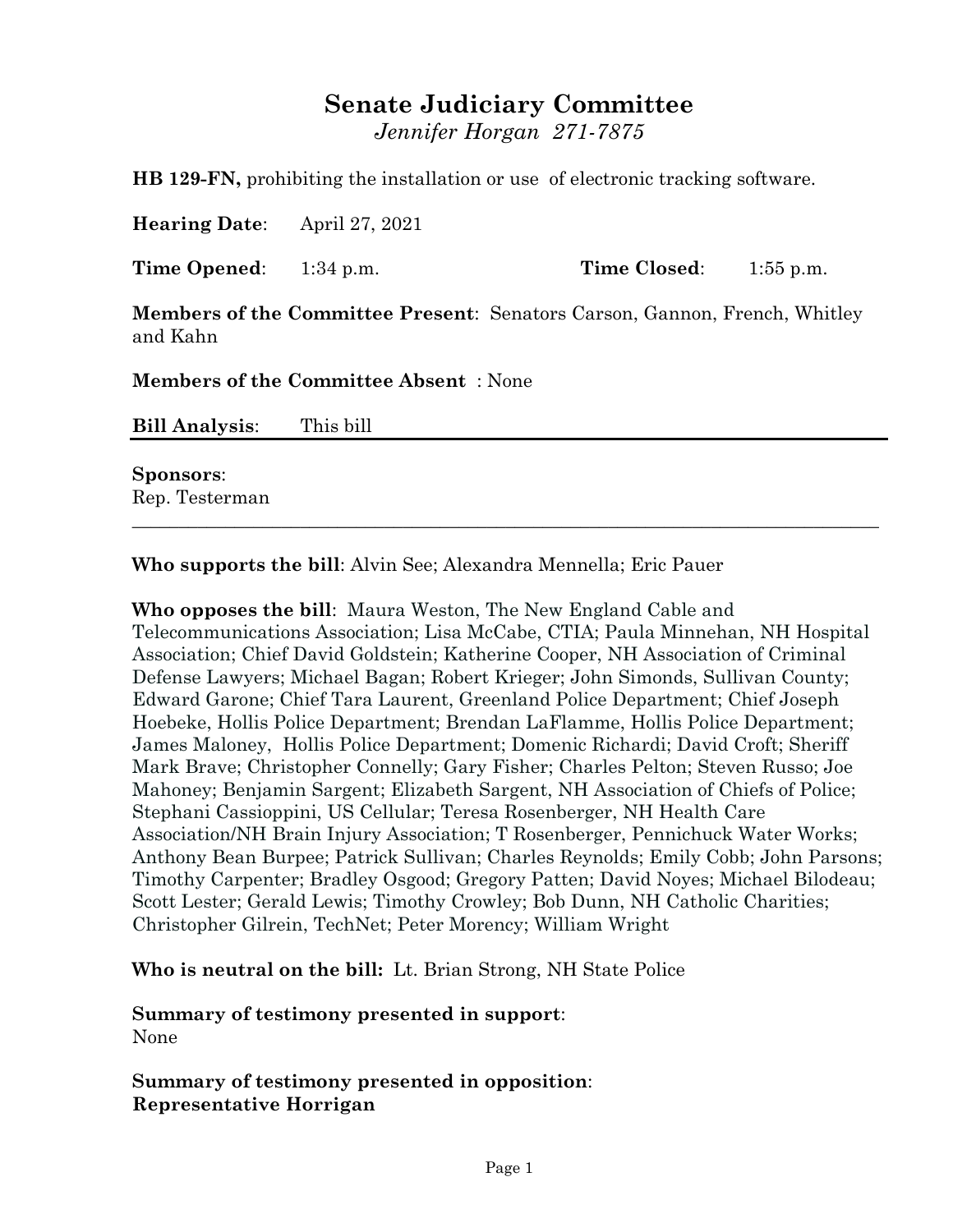# Senate Judiciary Committee

*Jennifer Horgan 271-7875*

**HB 129-FN,** prohibiting the installation or use of electronic tracking software.

**Hearing Date**: April 27, 2021

**Time Opened**: 1:34 p.m. **Time Closed**: 1:55 p.m.

**Members of the Committee Present**: Senators Carson, Gannon, French, Whitley and Kahn

**Members of the Committee Absent** : None

**Bill Analysis**: This bill

---

**Sponsors**:
Rep. Testerman

---

**Who supports the bill**: Alvin See; Alexandra Mennella; Eric Pauer

**Who opposes the bill**: Maura Weston, The New England Cable and Telecommunications Association; Lisa McCabe, CTIA; Paula Minnehan, NH Hospital Association; Chief David Goldstein; Katherine Cooper, NH Association of Criminal Defense Lawyers; Michael Bagan; Robert Krieger; John Simonds, Sullivan County; Edward Garone; Chief Tara Laurent, Greenland Police Department; Chief Joseph Hoebeke, Hollis Police Department; Brendan LaFlamme, Hollis Police Department; James Maloney, Hollis Police Department; Domenic Richardi; David Croft; Sheriff Mark Brave; Christopher Connelly; Gary Fisher; Charles Pelton; Steven Russo; Joe Mahoney; Benjamin Sargent; Elizabeth Sargent, NH Association of Chiefs of Police; Stephani Cassioppini, US Cellular; Teresa Rosenberger, NH Health Care Association/NH Brain Injury Association; T Rosenberger, Pennichuck Water Works; Anthony Bean Burpee; Patrick Sullivan; Charles Reynolds; Emily Cobb; John Parsons; Timothy Carpenter; Bradley Osgood; Gregory Patten; David Noyes; Michael Bilodeau; Scott Lester; Gerald Lewis; Timothy Crowley; Bob Dunn, NH Catholic Charities; Christopher Gilrein, TechNet; Peter Morency; William Wright

**Who is neutral on the bill:** Lt. Brian Strong, NH State Police

**Summary of testimony presented in support**:
None

**Summary of testimony presented in opposition**:
**Representative Horrigan**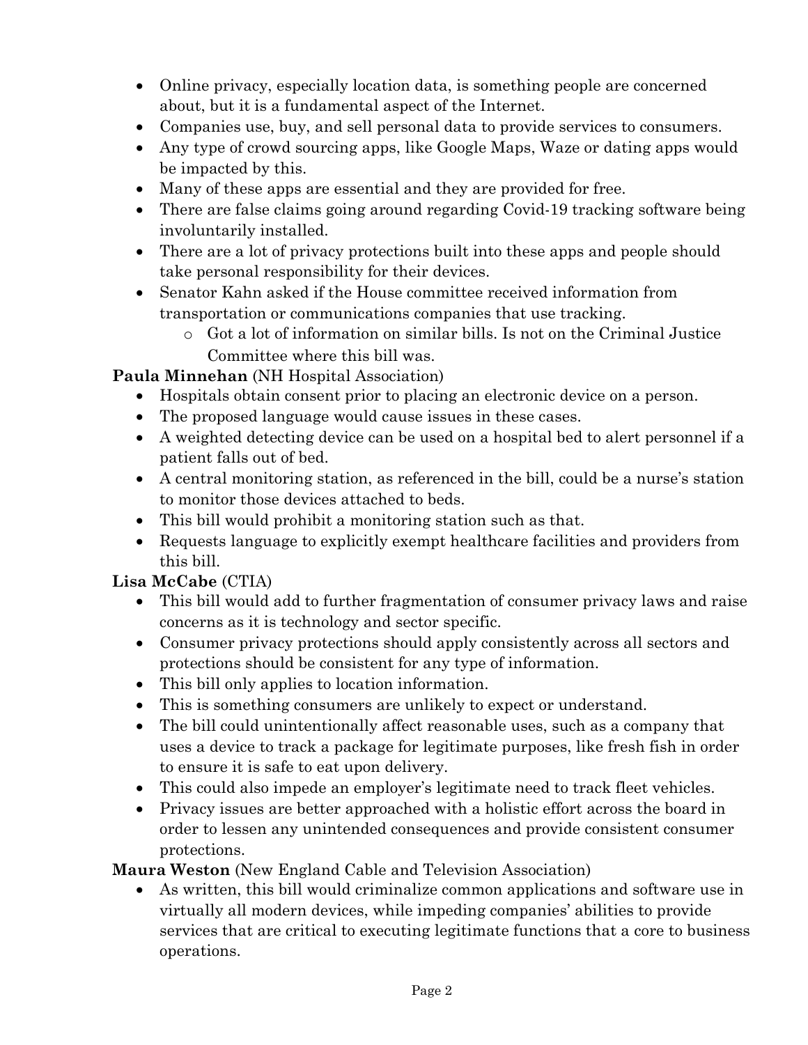- Online privacy, especially location data, is something people are concerned about, but it is a fundamental aspect of the Internet.
- Companies use, buy, and sell personal data to provide services to consumers.
- Any type of crowd sourcing apps, like Google Maps, Waze or dating apps would be impacted by this.
- Many of these apps are essential and they are provided for free.
- There are false claims going around regarding Covid-19 tracking software being involuntarily installed.
- There are a lot of privacy protections built into these apps and people should take personal responsibility for their devices.
- Senator Kahn asked if the House committee received information from transportation or communications companies that use tracking.
  - Got a lot of information on similar bills. Is not on the Criminal Justice Committee where this bill was.

**Paula Minnehan** (NH Hospital Association)

- Hospitals obtain consent prior to placing an electronic device on a person.
- The proposed language would cause issues in these cases.
- A weighted detecting device can be used on a hospital bed to alert personnel if a patient falls out of bed.
- A central monitoring station, as referenced in the bill, could be a nurse's station to monitor those devices attached to beds.
- This bill would prohibit a monitoring station such as that.
- Requests language to explicitly exempt healthcare facilities and providers from this bill.

**Lisa McCabe** (CTIA)

- This bill would add to further fragmentation of consumer privacy laws and raise concerns as it is technology and sector specific.
- Consumer privacy protections should apply consistently across all sectors and protections should be consistent for any type of information.
- This bill only applies to location information.
- This is something consumers are unlikely to expect or understand.
- The bill could unintentionally affect reasonable uses, such as a company that uses a device to track a package for legitimate purposes, like fresh fish in order to ensure it is safe to eat upon delivery.
- This could also impede an employer's legitimate need to track fleet vehicles.
- Privacy issues are better approached with a holistic effort across the board in order to lessen any unintended consequences and provide consistent consumer protections.

**Maura Weston** (New England Cable and Television Association)

- As written, this bill would criminalize common applications and software use in virtually all modern devices, while impeding companies' abilities to provide services that are critical to executing legitimate functions that a core to business operations.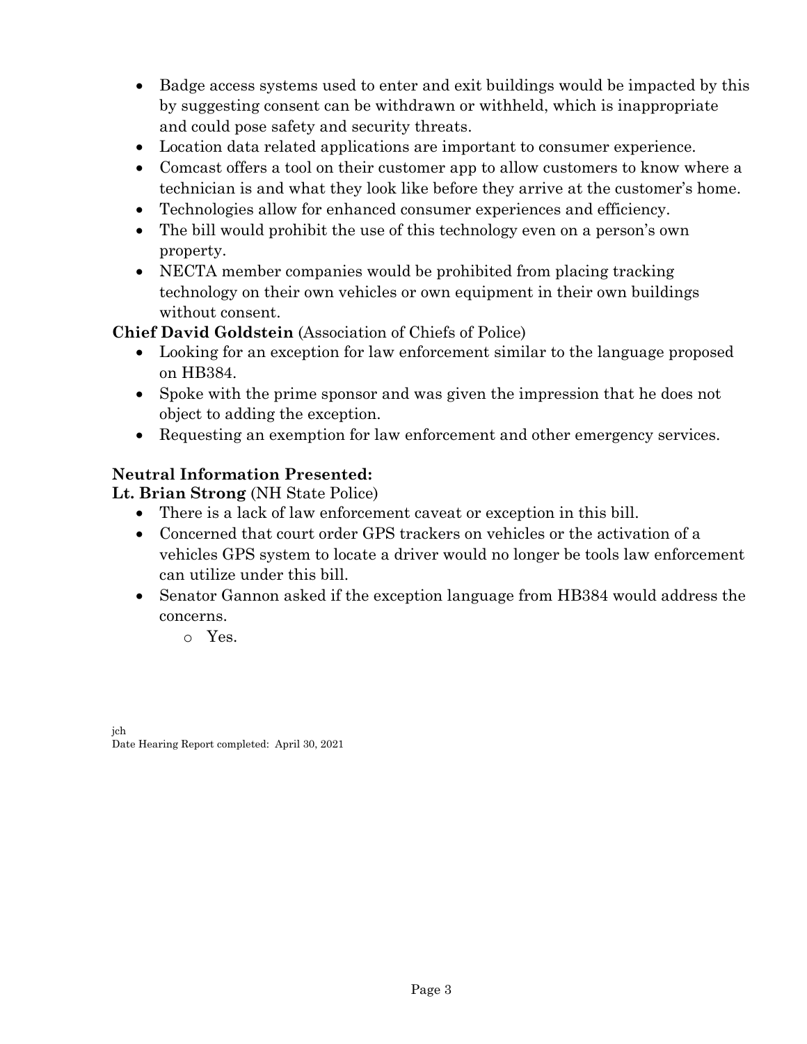- Badge access systems used to enter and exit buildings would be impacted by this by suggesting consent can be withdrawn or withheld, which is inappropriate and could pose safety and security threats.
- Location data related applications are important to consumer experience.
- Comcast offers a tool on their customer app to allow customers to know where a technician is and what they look like before they arrive at the customer's home.
- Technologies allow for enhanced consumer experiences and efficiency.
- The bill would prohibit the use of this technology even on a person's own property.
- NECTA member companies would be prohibited from placing tracking technology on their own vehicles or own equipment in their own buildings without consent.

**Chief David Goldstein** (Association of Chiefs of Police)

- Looking for an exception for law enforcement similar to the language proposed on HB384.
- Spoke with the prime sponsor and was given the impression that he does not object to adding the exception.
- Requesting an exemption for law enforcement and other emergency services.

**Neutral Information Presented:**

**Lt. Brian Strong** (NH State Police)

- There is a lack of law enforcement caveat or exception in this bill.
- Concerned that court order GPS trackers on vehicles or the activation of a vehicles GPS system to locate a driver would no longer be tools law enforcement can utilize under this bill.
- Senator Gannon asked if the exception language from HB384 would address the concerns.
  - Yes.

jch

Date Hearing Report completed: April 30, 2021